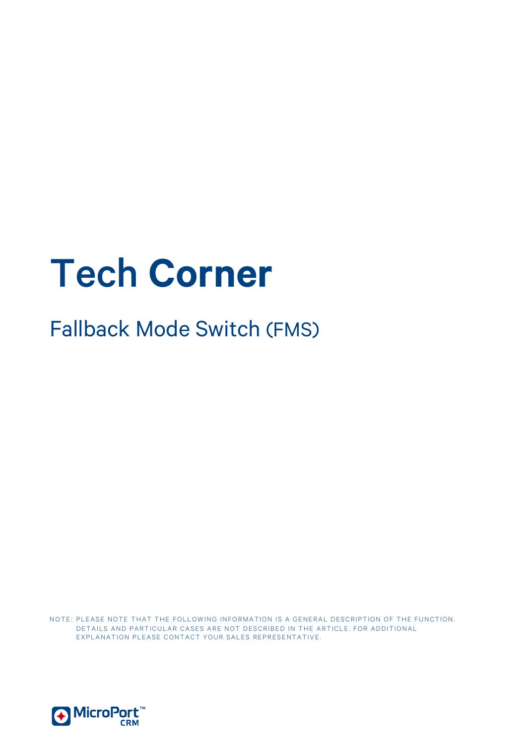# Tech Corner

## Fallback Mode Switch (FMS)

NOTE: PLEASE NOTE THAT THE FOLLOWING INFORMATION IS A GENERAL DESCRIPTION OF THE FUNCTION. DETAILS AND PARTICULAR CASES ARE NOT DESCRIBED IN THE ARTICLE. FOR ADDITIONAL EXPLANATION PLEASE CONTACT YOUR SALES REPRESENTATIVE.

MicroPort™ CRM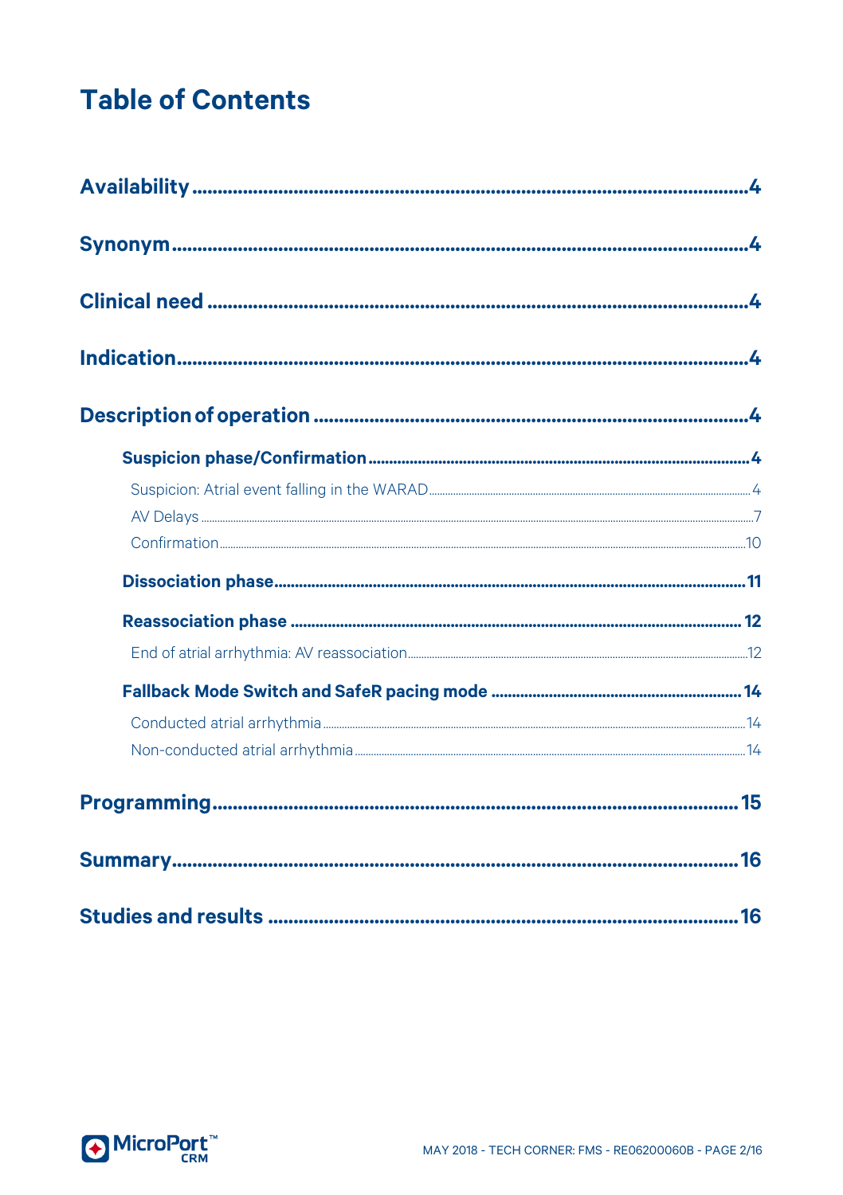# Table of Contents

**Availability** ........ 4

**Synonym** ........ 4

**Clinical need** ........ 4

**Indication** ........ 4

**Description of operation** ........ 4

- **Suspicion phase/Confirmation** ........ 4
  - Suspicion: Atrial event falling in the WARAD ........ 4
  - AV Delays ........ 7
  - Confirmation ........ 10
- **Dissociation phase** ........ 11
- **Reassociation phase** ........ 12
  - End of atrial arrhythmia: AV reassociation ........ 12
- **Fallback Mode Switch and SafeR pacing mode** ........ 14
  - Conducted atrial arrhythmia ........ 14
  - Non-conducted atrial arrhythmia ........ 14

**Programming** ........ 15

**Summary** ........ 16

**Studies and results** ........ 16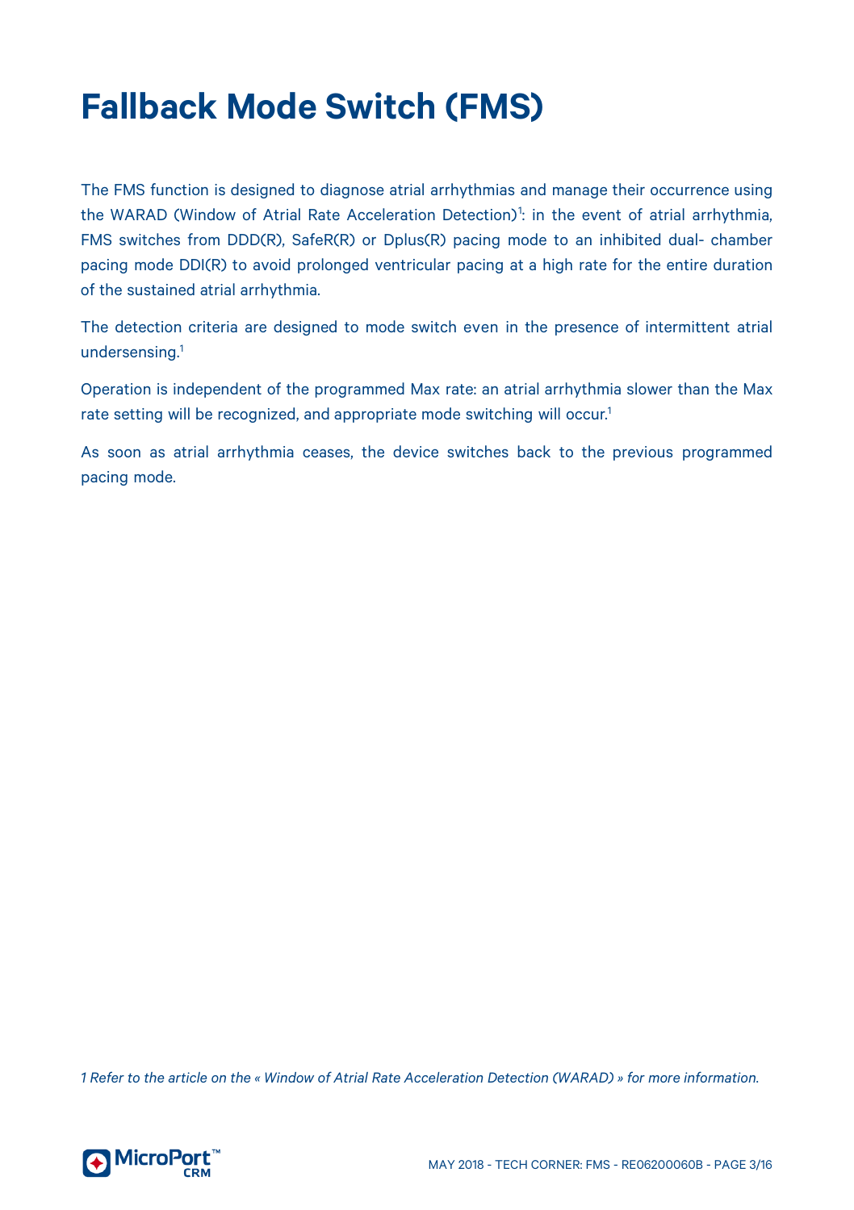# Fallback Mode Switch (FMS)

The FMS function is designed to diagnose atrial arrhythmias and manage their occurrence using the WARAD (Window of Atrial Rate Acceleration Detection)[1]: in the event of atrial arrhythmia, FMS switches from DDD(R), SafeR(R) or Dplus(R) pacing mode to an inhibited dual- chamber pacing mode DDI(R) to avoid prolonged ventricular pacing at a high rate for the entire duration of the sustained atrial arrhythmia.

The detection criteria are designed to mode switch even in the presence of intermittent atrial undersensing.[1]

Operation is independent of the programmed Max rate: an atrial arrhythmia slower than the Max rate setting will be recognized, and appropriate mode switching will occur.[1]

As soon as atrial arrhythmia ceases, the device switches back to the previous programmed pacing mode.

*1 Refer to the article on the « Window of Atrial Rate Acceleration Detection (WARAD) » for more information.*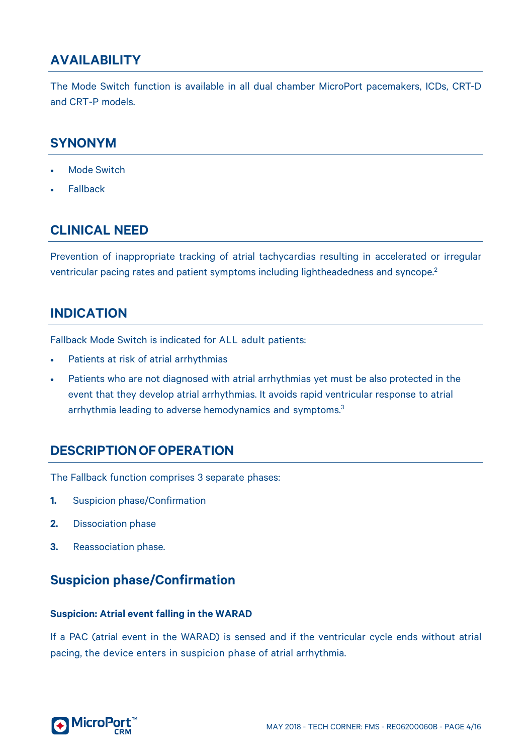## AVAILABILITY

The Mode Switch function is available in all dual chamber MicroPort pacemakers, ICDs, CRT-D and CRT-P models.

## SYNONYM

- Mode Switch
- Fallback

## CLINICAL NEED

Prevention of inappropriate tracking of atrial tachycardias resulting in accelerated or irregular ventricular pacing rates and patient symptoms including lightheadedness and syncope.[2]

## INDICATION

Fallback Mode Switch is indicated for ALL adult patients:

- Patients at risk of atrial arrhythmias
- Patients who are not diagnosed with atrial arrhythmias yet must be also protected in the event that they develop atrial arrhythmias. It avoids rapid ventricular response to atrial arrhythmia leading to adverse hemodynamics and symptoms.[3]

## DESCRIPTION OF OPERATION

The Fallback function comprises 3 separate phases:

1. Suspicion phase/Confirmation
2. Dissociation phase
3. Reassociation phase.

## Suspicion phase/Confirmation

#### Suspicion: Atrial event falling in the WARAD

If a PAC (atrial event in the WARAD) is sensed and if the ventricular cycle ends without atrial pacing, the device enters in suspicion phase of atrial arrhythmia.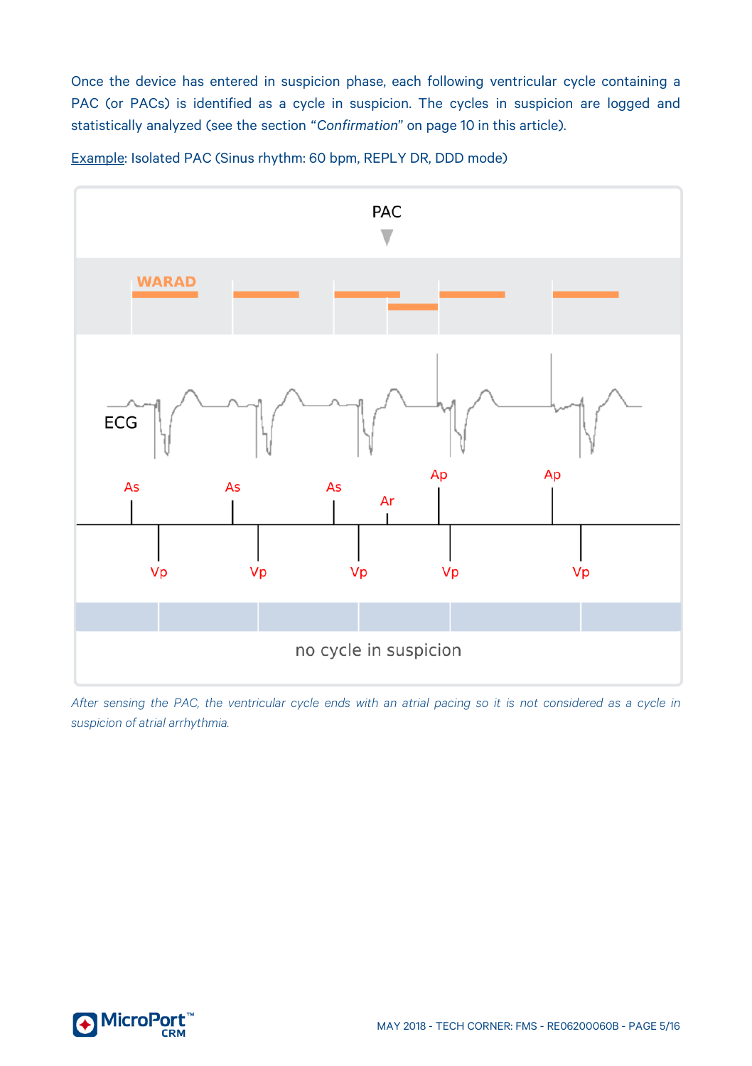Once the device has entered in suspicion phase, each following ventricular cycle containing a PAC (or PACs) is identified as a cycle in suspicion. The cycles in suspicion are logged and statistically analyzed (see the section "*Confirmation*" on page 10 in this article).

<u>Example</u>: Isolated PAC (Sinus rhythm: 60 bpm, REPLY DR, DDD mode)

*After sensing the PAC, the ventricular cycle ends with an atrial pacing so it is not considered as a cycle in suspicion of atrial arrhythmia.*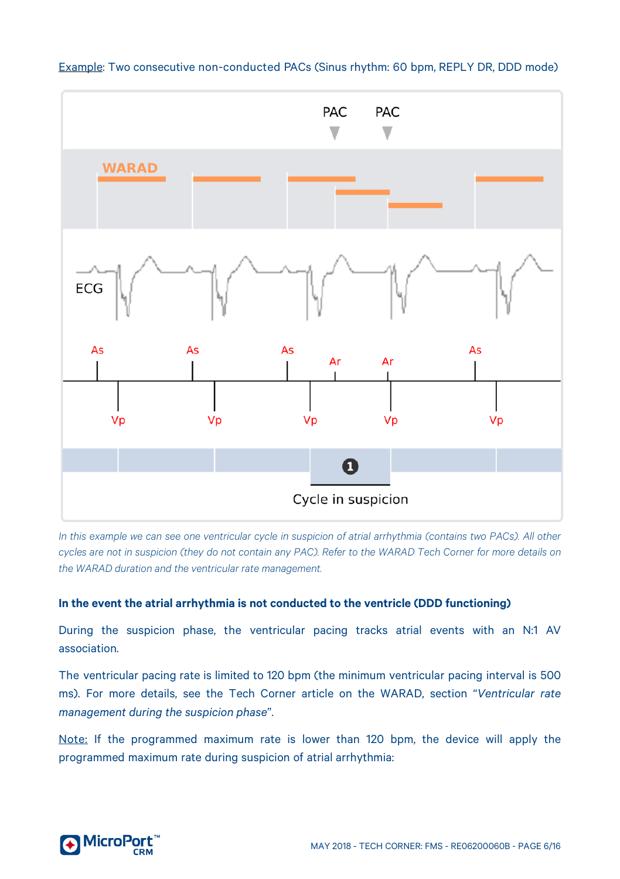Example: Two consecutive non-conducted PACs (Sinus rhythm: 60 bpm, REPLY DR, DDD mode)

*In this example we can see one ventricular cycle in suspicion of atrial arrhythmia (contains two PACs). All other cycles are not in suspicion (they do not contain any PAC). Refer to the WARAD Tech Corner for more details on the WARAD duration and the ventricular rate management.*

**In the event the atrial arrhythmia is not conducted to the ventricle (DDD functioning)**

During the suspicion phase, the ventricular pacing tracks atrial events with an N:1 AV association.

The ventricular pacing rate is limited to 120 bpm (the minimum ventricular pacing interval is 500 ms). For more details, see the Tech Corner article on the WARAD, section "*Ventricular rate management during the suspicion phase*".

Note: If the programmed maximum rate is lower than 120 bpm, the device will apply the programmed maximum rate during suspicion of atrial arrhythmia: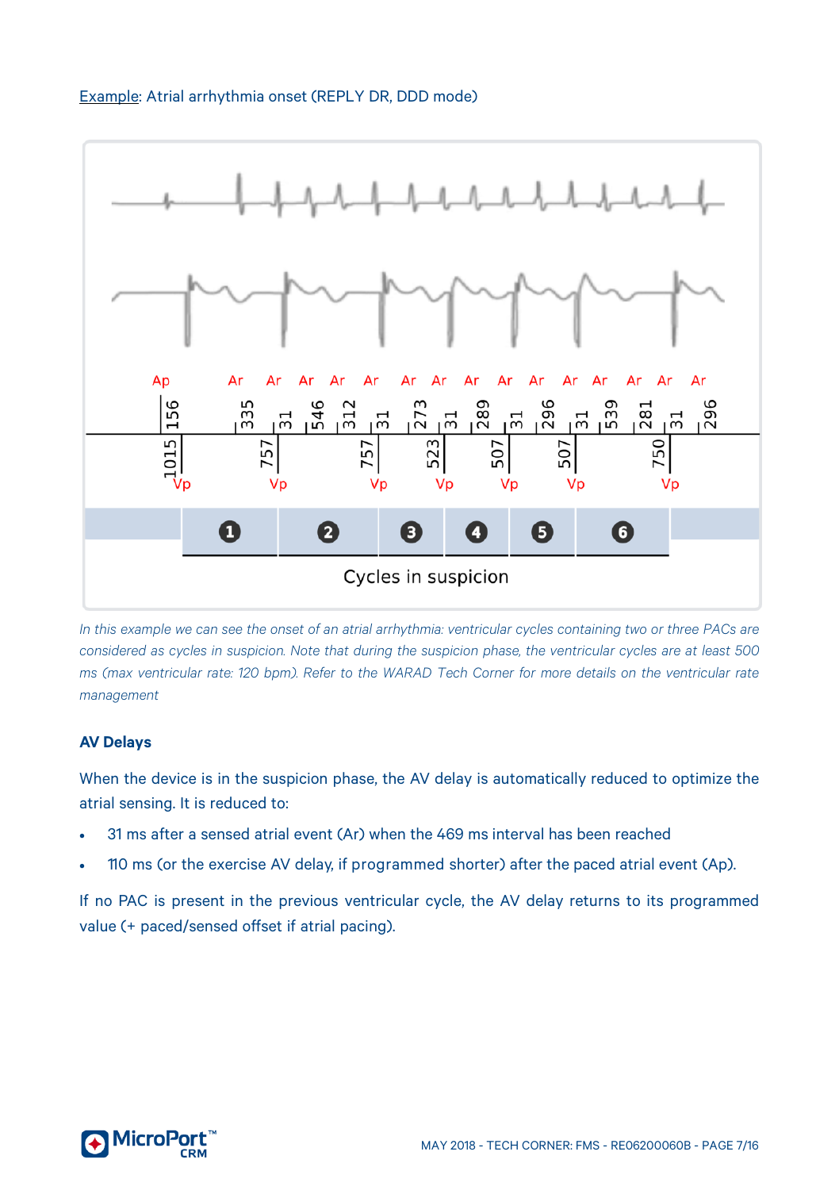Example: Atrial arrhythmia onset (REPLY DR, DDD mode)

*In this example we can see the onset of an atrial arrhythmia: ventricular cycles containing two or three PACs are considered as cycles in suspicion. Note that during the suspicion phase, the ventricular cycles are at least 500 ms (max ventricular rate: 120 bpm). Refer to the WARAD Tech Corner for more details on the ventricular rate management*

**AV Delays**

When the device is in the suspicion phase, the AV delay is automatically reduced to optimize the atrial sensing. It is reduced to:

- 31 ms after a sensed atrial event (Ar) when the 469 ms interval has been reached
- 110 ms (or the exercise AV delay, if programmed shorter) after the paced atrial event (Ap).

If no PAC is present in the previous ventricular cycle, the AV delay returns to its programmed value (+ paced/sensed offset if atrial pacing).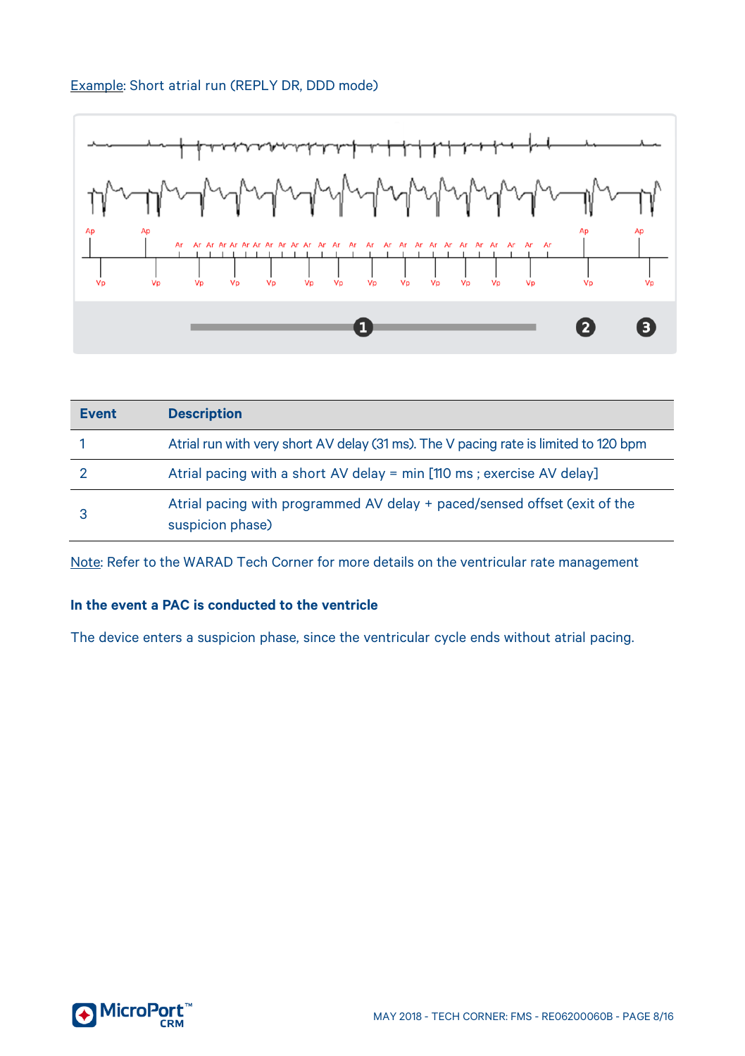Example: Short atrial run (REPLY DR, DDD mode)

| Event | Description |
|---|---|
| 1 | Atrial run with very short AV delay (31 ms). The V pacing rate is limited to 120 bpm |
| 2 | Atrial pacing with a short AV delay = min [110 ms ; exercise AV delay] |
| 3 | Atrial pacing with programmed AV delay + paced/sensed offset (exit of the suspicion phase) |

Note: Refer to the WARAD Tech Corner for more details on the ventricular rate management

**In the event a PAC is conducted to the ventricle**

The device enters a suspicion phase, since the ventricular cycle ends without atrial pacing.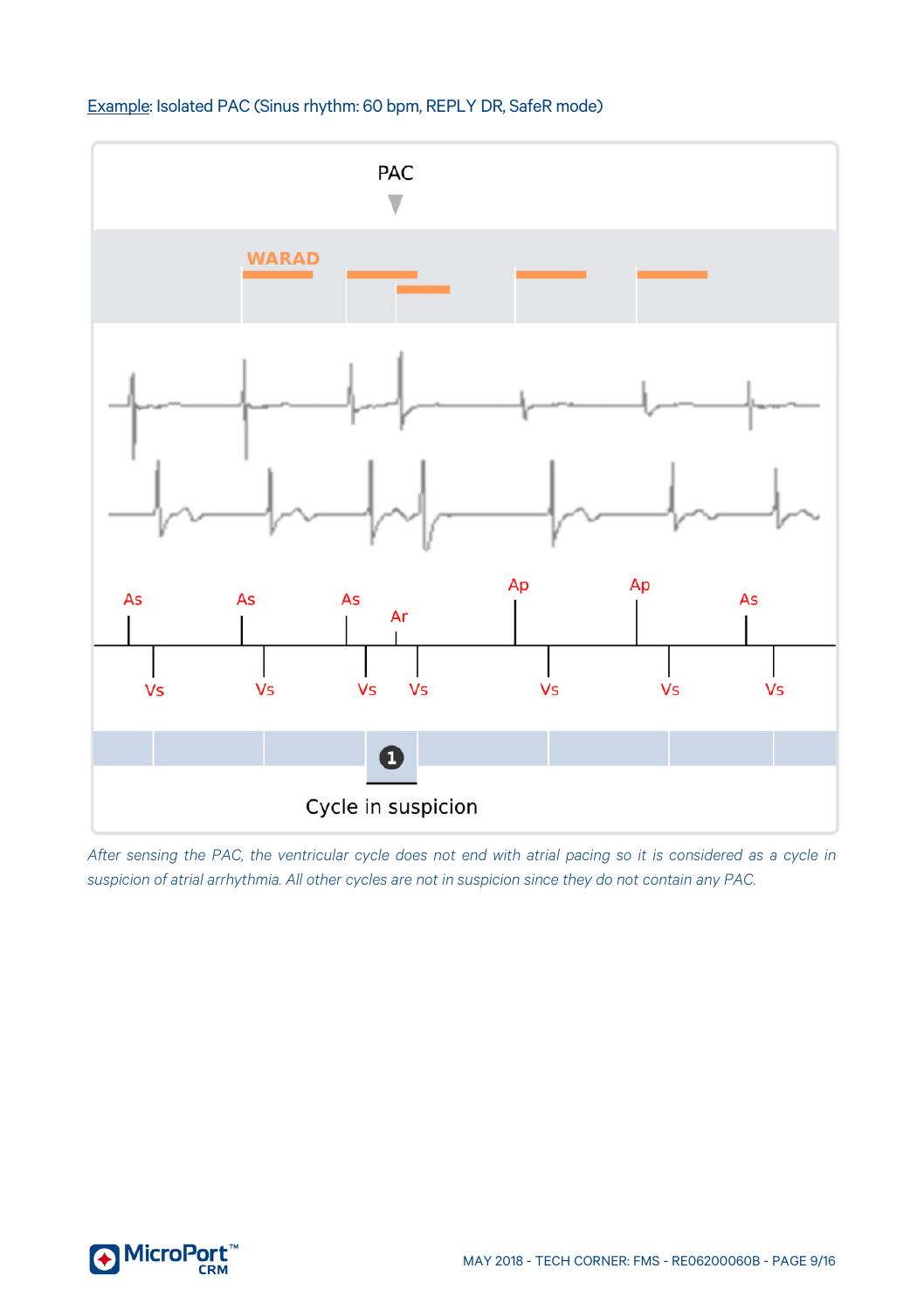Example: Isolated PAC (Sinus rhythm: 60 bpm, REPLY DR, SafeR mode)

PAC

WARAD

As As As Ar Ap Ap As

Vs Vs Vs Vs Vs Vs Vs

1

Cycle in suspicion

*After sensing the PAC, the ventricular cycle does not end with atrial pacing so it is considered as a cycle in suspicion of atrial arrhythmia. All other cycles are not in suspicion since they do not contain any PAC.*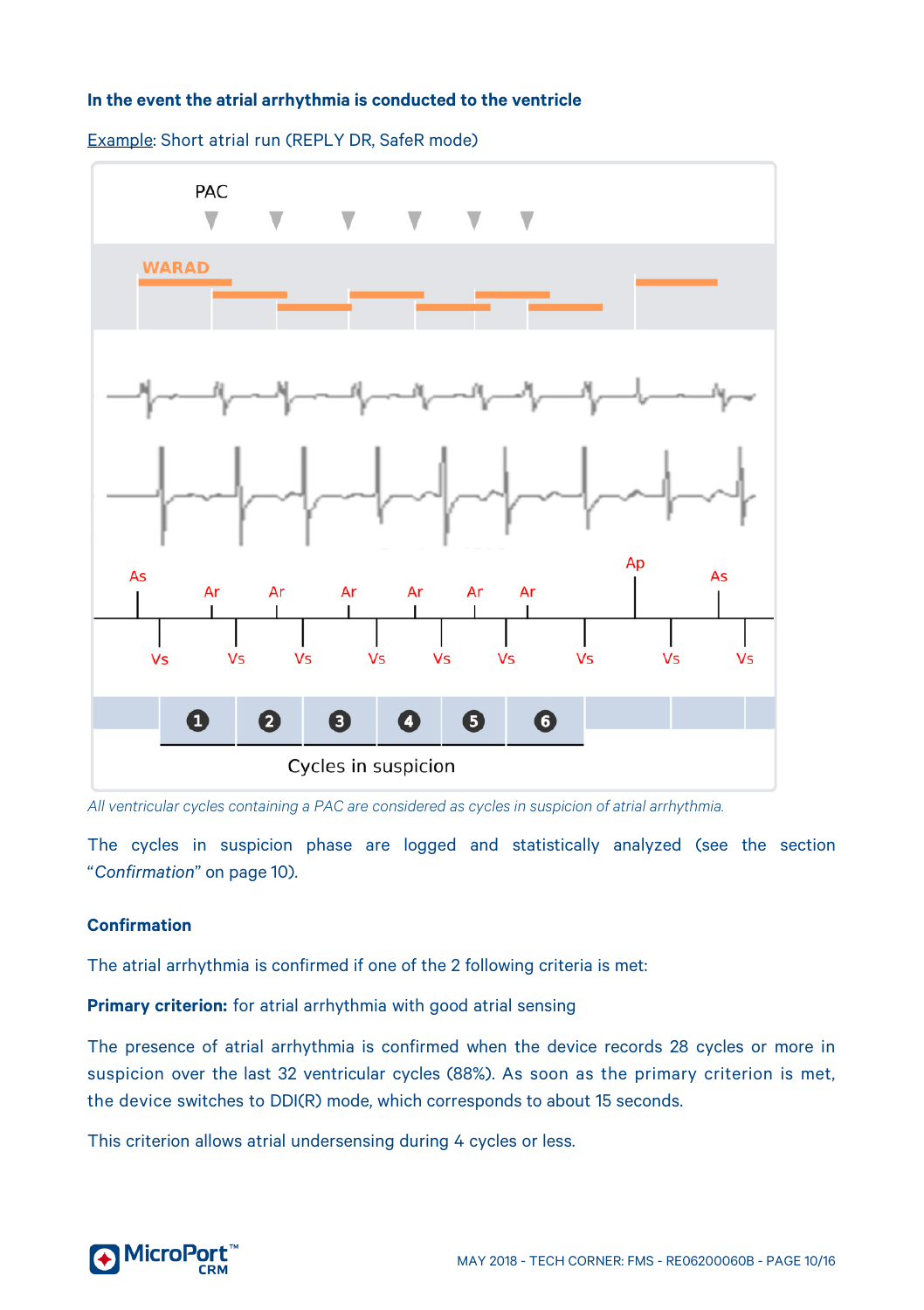### In the event the atrial arrhythmia is conducted to the ventricle

Example: Short atrial run (REPLY DR, SafeR mode)

*All ventricular cycles containing a PAC are considered as cycles in suspicion of atrial arrhythmia.*

The cycles in suspicion phase are logged and statistically analyzed (see the section "*Confirmation*" on page 10).

### Confirmation

The atrial arrhythmia is confirmed if one of the 2 following criteria is met:

**Primary criterion:** for atrial arrhythmia with good atrial sensing

The presence of atrial arrhythmia is confirmed when the device records 28 cycles or more in suspicion over the last 32 ventricular cycles (88%). As soon as the primary criterion is met, the device switches to DDI(R) mode, which corresponds to about 15 seconds.

This criterion allows atrial undersensing during 4 cycles or less.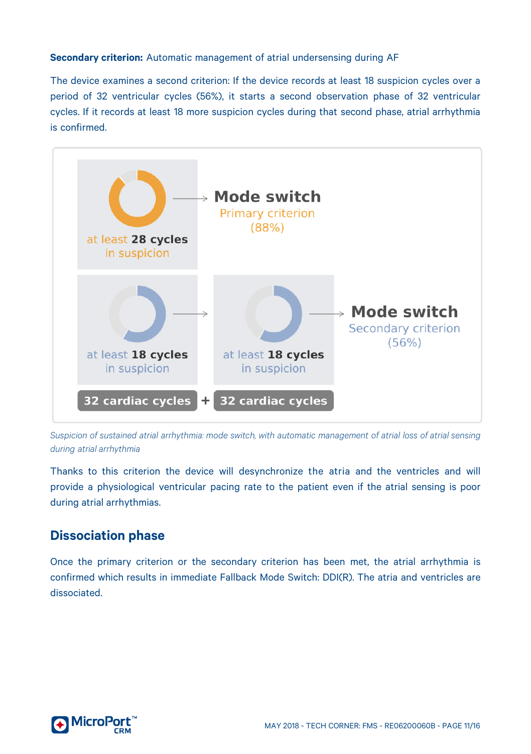**Secondary criterion:** Automatic management of atrial undersensing during AF

The device examines a second criterion: If the device records at least 18 suspicion cycles over a period of 32 ventricular cycles (56%), it starts a second observation phase of 32 ventricular cycles. If it records at least 18 more suspicion cycles during that second phase, atrial arrhythmia is confirmed.

at least **28 cycles** in suspicion → **Mode switch** Primary criterion (88%)

at least **18 cycles** in suspicion → at least **18 cycles** in suspicion → **Mode switch** Secondary criterion (56%)

**32 cardiac cycles** + **32 cardiac cycles**

*Suspicion of sustained atrial arrhythmia: mode switch, with automatic management of atrial loss of atrial sensing during atrial arrhythmia*

Thanks to this criterion the device will desynchronize the atria and the ventricles and will provide a physiological ventricular pacing rate to the patient even if the atrial sensing is poor during atrial arrhythmias.

## Dissociation phase

Once the primary criterion or the secondary criterion has been met, the atrial arrhythmia is confirmed which results in immediate Fallback Mode Switch: DDI(R). The atria and ventricles are dissociated.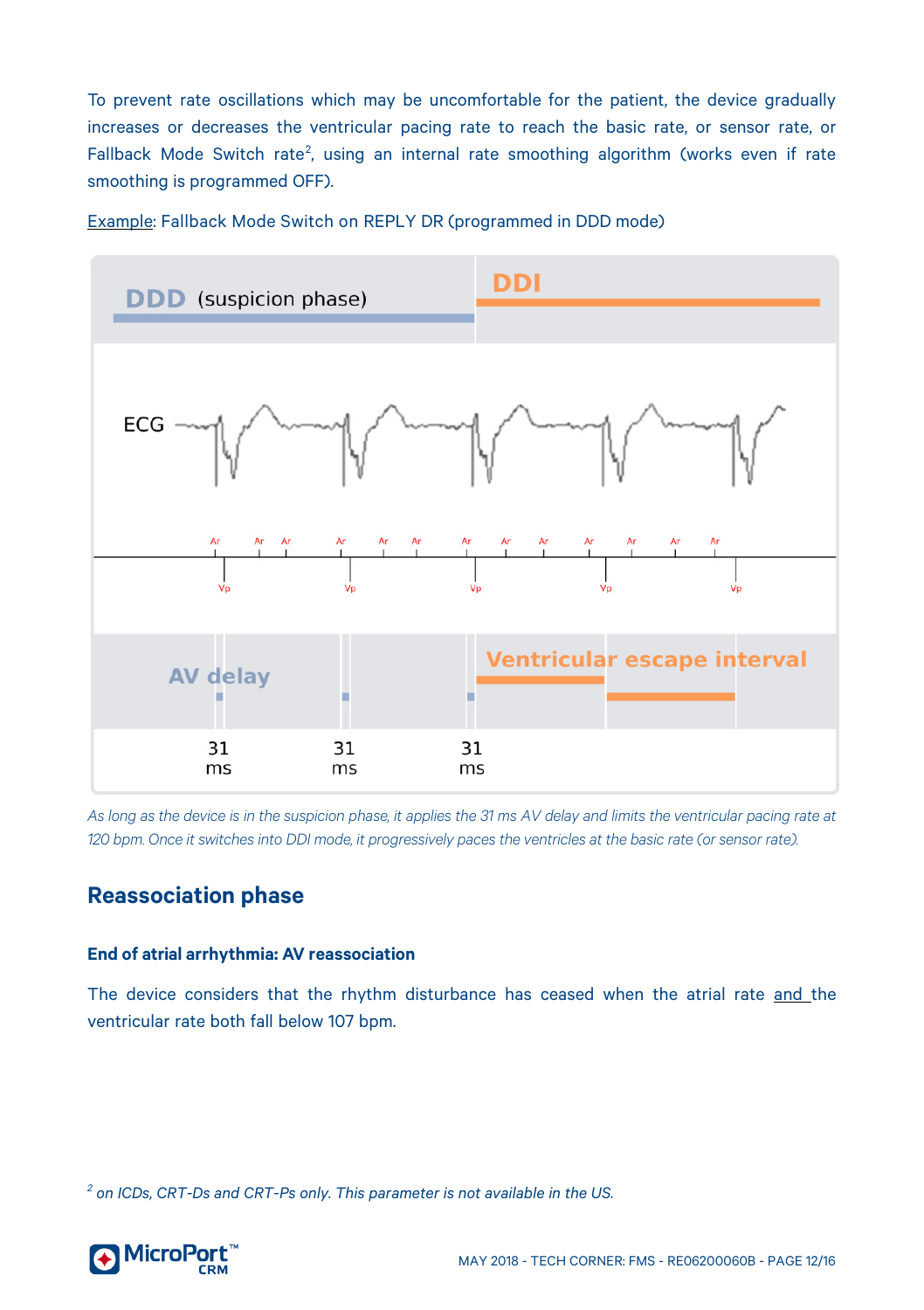To prevent rate oscillations which may be uncomfortable for the patient, the device gradually increases or decreases the ventricular pacing rate to reach the basic rate, or sensor rate, or Fallback Mode Switch rate[2], using an internal rate smoothing algorithm (works even if rate smoothing is programmed OFF).

Example: Fallback Mode Switch on REPLY DR (programmed in DDD mode)

*As long as the device is in the suspicion phase, it applies the 31 ms AV delay and limits the ventricular pacing rate at 120 bpm. Once it switches into DDI mode, it progressively paces the ventricles at the basic rate (or sensor rate).*

## Reassociation phase

### End of atrial arrhythmia: AV reassociation

The device considers that the rhythm disturbance has ceased when the atrial rate and the ventricular rate both fall below 107 bpm.

[2] *on ICDs, CRT-Ds and CRT-Ps only. This parameter is not available in the US.*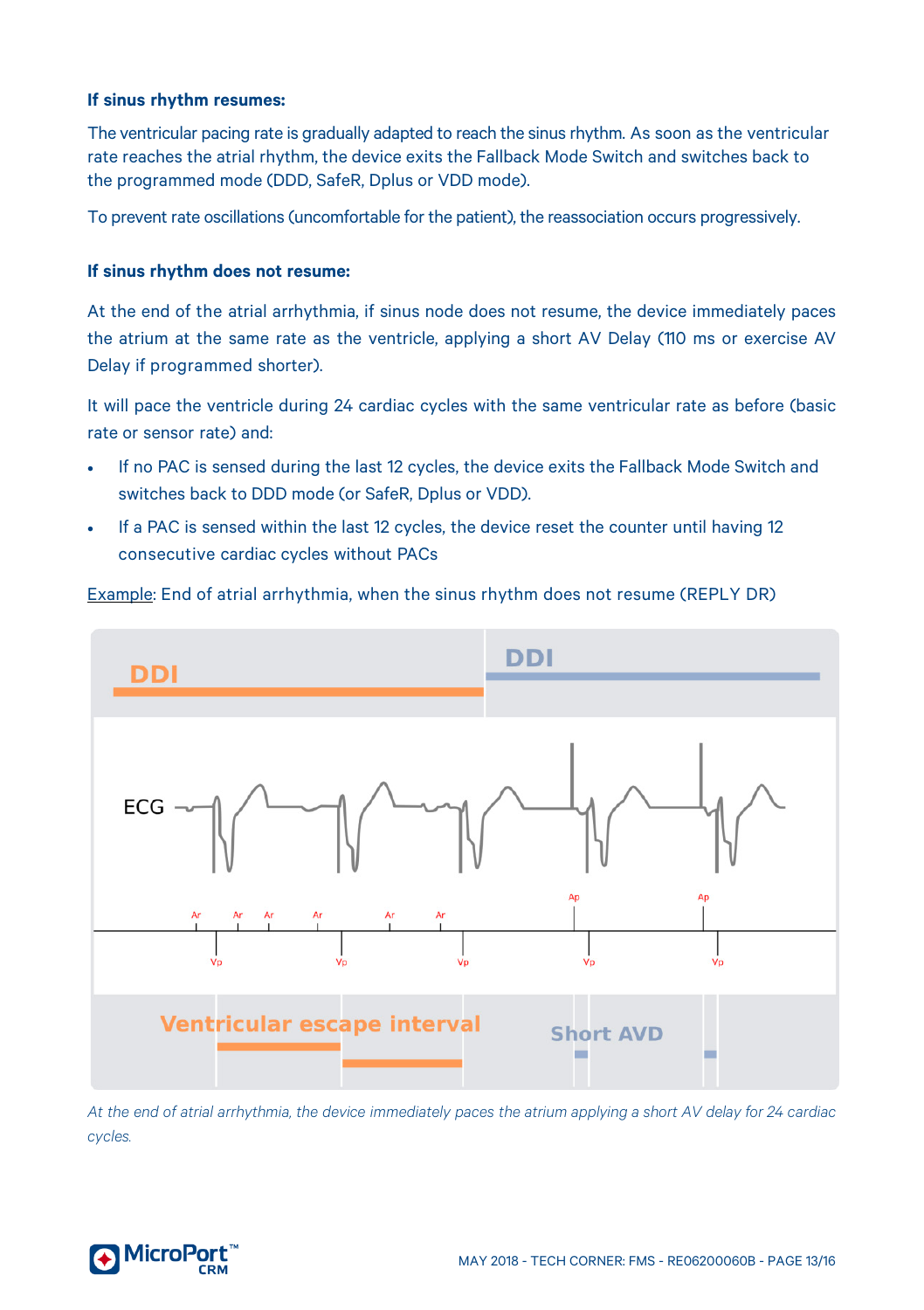**If sinus rhythm resumes:**

The ventricular pacing rate is gradually adapted to reach the sinus rhythm. As soon as the ventricular rate reaches the atrial rhythm, the device exits the Fallback Mode Switch and switches back to the programmed mode (DDD, SafeR, Dplus or VDD mode).

To prevent rate oscillations (uncomfortable for the patient), the reassociation occurs progressively.

**If sinus rhythm does not resume:**

At the end of the atrial arrhythmia, if sinus node does not resume, the device immediately paces the atrium at the same rate as the ventricle, applying a short AV Delay (110 ms or exercise AV Delay if programmed shorter).

It will pace the ventricle during 24 cardiac cycles with the same ventricular rate as before (basic rate or sensor rate) and:

- If no PAC is sensed during the last 12 cycles, the device exits the Fallback Mode Switch and switches back to DDD mode (or SafeR, Dplus or VDD).
- If a PAC is sensed within the last 12 cycles, the device reset the counter until having 12 consecutive cardiac cycles without PACs

Example: End of atrial arrhythmia, when the sinus rhythm does not resume (REPLY DR)

*At the end of atrial arrhythmia, the device immediately paces the atrium applying a short AV delay for 24 cardiac cycles.*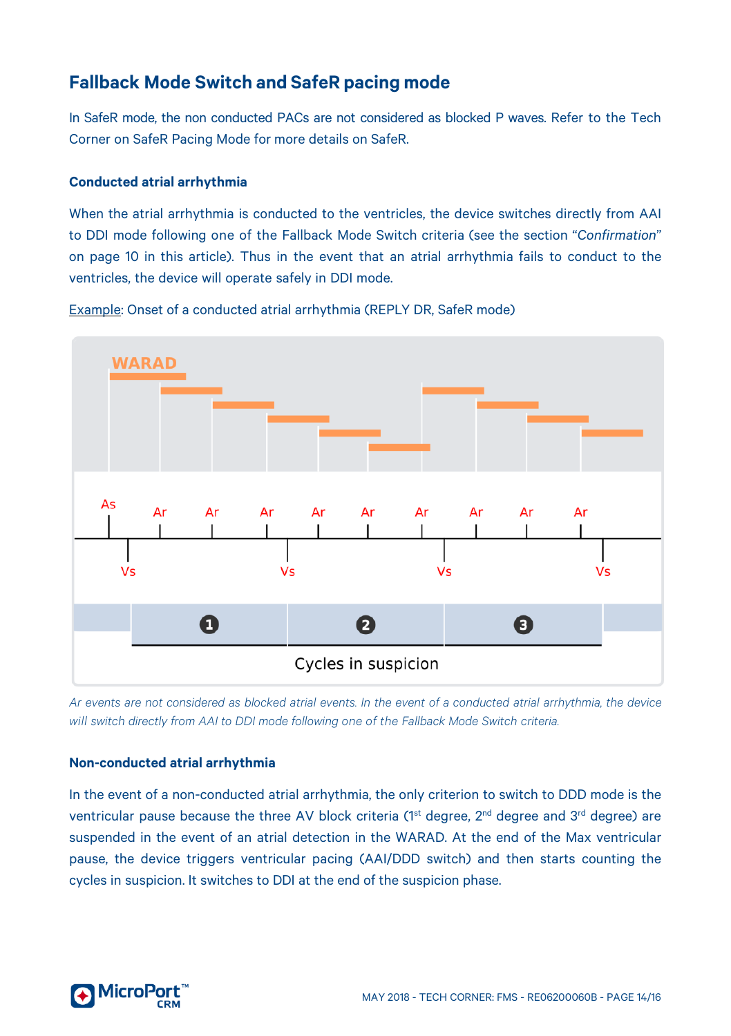## Fallback Mode Switch and SafeR pacing mode

In SafeR mode, the non conducted PACs are not considered as blocked P waves. Refer to the Tech Corner on SafeR Pacing Mode for more details on SafeR.

### Conducted atrial arrhythmia

When the atrial arrhythmia is conducted to the ventricles, the device switches directly from AAI to DDI mode following one of the Fallback Mode Switch criteria (see the section "*Confirmation*" on page 10 in this article). Thus in the event that an atrial arrhythmia fails to conduct to the ventricles, the device will operate safely in DDI mode.

Example: Onset of a conducted atrial arrhythmia (REPLY DR, SafeR mode)

*Ar events are not considered as blocked atrial events. In the event of a conducted atrial arrhythmia, the device will switch directly from AAI to DDI mode following one of the Fallback Mode Switch criteria.*

### Non-conducted atrial arrhythmia

In the event of a non-conducted atrial arrhythmia, the only criterion to switch to DDD mode is the ventricular pause because the three AV block criteria (1st degree, 2nd degree and 3rd degree) are suspended in the event of an atrial detection in the WARAD. At the end of the Max ventricular pause, the device triggers ventricular pacing (AAI/DDD switch) and then starts counting the cycles in suspicion. It switches to DDI at the end of the suspicion phase.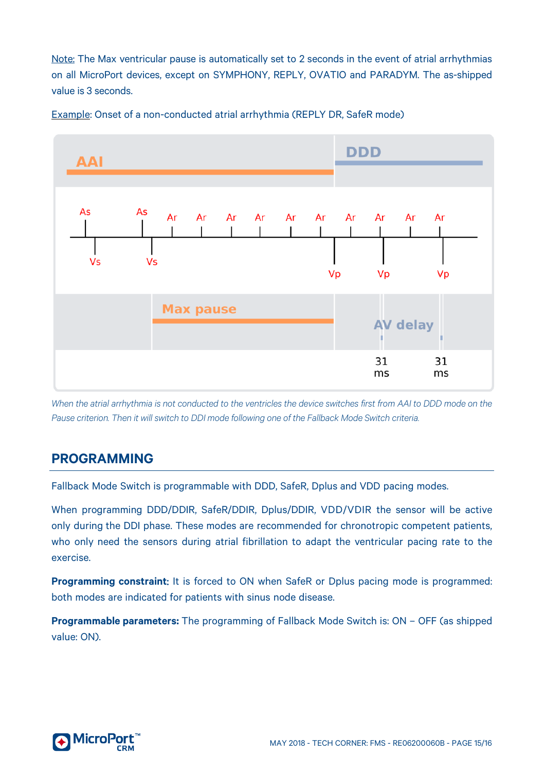Note: The Max ventricular pause is automatically set to 2 seconds in the event of atrial arrhythmias on all MicroPort devices, except on SYMPHONY, REPLY, OVATIO and PARADYM. The as-shipped value is 3 seconds.

Example: Onset of a non-conducted atrial arrhythmia (REPLY DR, SafeR mode)

*When the atrial arrhythmia is not conducted to the ventricles the device switches first from AAI to DDD mode on the Pause criterion. Then it will switch to DDI mode following one of the Fallback Mode Switch criteria.*

## PROGRAMMING

Fallback Mode Switch is programmable with DDD, SafeR, Dplus and VDD pacing modes.

When programming DDD/DDIR, SafeR/DDIR, Dplus/DDIR, VDD/VDIR the sensor will be active only during the DDI phase. These modes are recommended for chronotropic competent patients, who only need the sensors during atrial fibrillation to adapt the ventricular pacing rate to the exercise.

**Programming constraint:** It is forced to ON when SafeR or Dplus pacing mode is programmed: both modes are indicated for patients with sinus node disease.

**Programmable parameters:** The programming of Fallback Mode Switch is: ON – OFF (as shipped value: ON).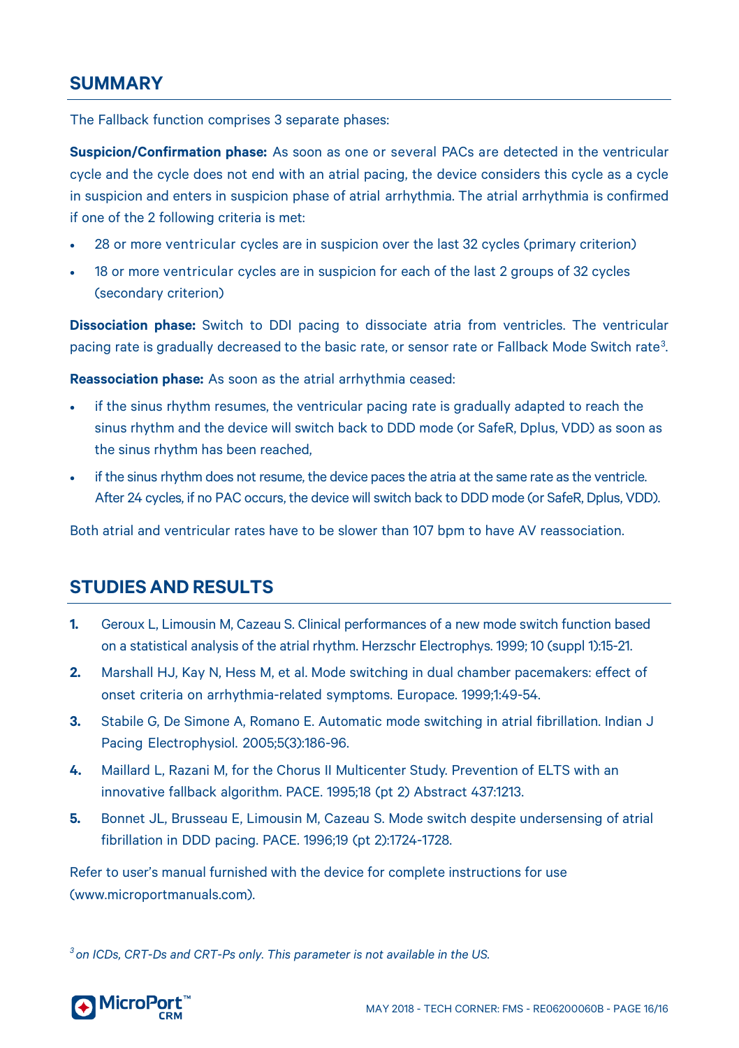## SUMMARY

The Fallback function comprises 3 separate phases:

**Suspicion/Confirmation phase:** As soon as one or several PACs are detected in the ventricular cycle and the cycle does not end with an atrial pacing, the device considers this cycle as a cycle in suspicion and enters in suspicion phase of atrial arrhythmia. The atrial arrhythmia is confirmed if one of the 2 following criteria is met:

- 28 or more ventricular cycles are in suspicion over the last 32 cycles (primary criterion)
- 18 or more ventricular cycles are in suspicion for each of the last 2 groups of 32 cycles (secondary criterion)

**Dissociation phase:** Switch to DDI pacing to dissociate atria from ventricles. The ventricular pacing rate is gradually decreased to the basic rate, or sensor rate or Fallback Mode Switch rate[3].

**Reassociation phase:** As soon as the atrial arrhythmia ceased:

- if the sinus rhythm resumes, the ventricular pacing rate is gradually adapted to reach the sinus rhythm and the device will switch back to DDD mode (or SafeR, Dplus, VDD) as soon as the sinus rhythm has been reached,
- if the sinus rhythm does not resume, the device paces the atria at the same rate as the ventricle. After 24 cycles, if no PAC occurs, the device will switch back to DDD mode (or SafeR, Dplus, VDD).

Both atrial and ventricular rates have to be slower than 107 bpm to have AV reassociation.

## STUDIES AND RESULTS

1. Geroux L, Limousin M, Cazeau S. Clinical performances of a new mode switch function based on a statistical analysis of the atrial rhythm. Herzschr Electrophys. 1999; 10 (suppl 1):15-21.
2. Marshall HJ, Kay N, Hess M, et al. Mode switching in dual chamber pacemakers: effect of onset criteria on arrhythmia-related symptoms. Europace. 1999;1:49-54.
3. Stabile G, De Simone A, Romano E. Automatic mode switching in atrial fibrillation. Indian J Pacing Electrophysiol. 2005;5(3):186-96.
4. Maillard L, Razani M, for the Chorus II Multicenter Study. Prevention of ELTS with an innovative fallback algorithm. PACE. 1995;18 (pt 2) Abstract 437:1213.
5. Bonnet JL, Brusseau E, Limousin M, Cazeau S. Mode switch despite undersensing of atrial fibrillation in DDD pacing. PACE. 1996;19 (pt 2):1724-1728.

Refer to user's manual furnished with the device for complete instructions for use (www.microportmanuals.com).

*[3] on ICDs, CRT-Ds and CRT-Ps only. This parameter is not available in the US.*